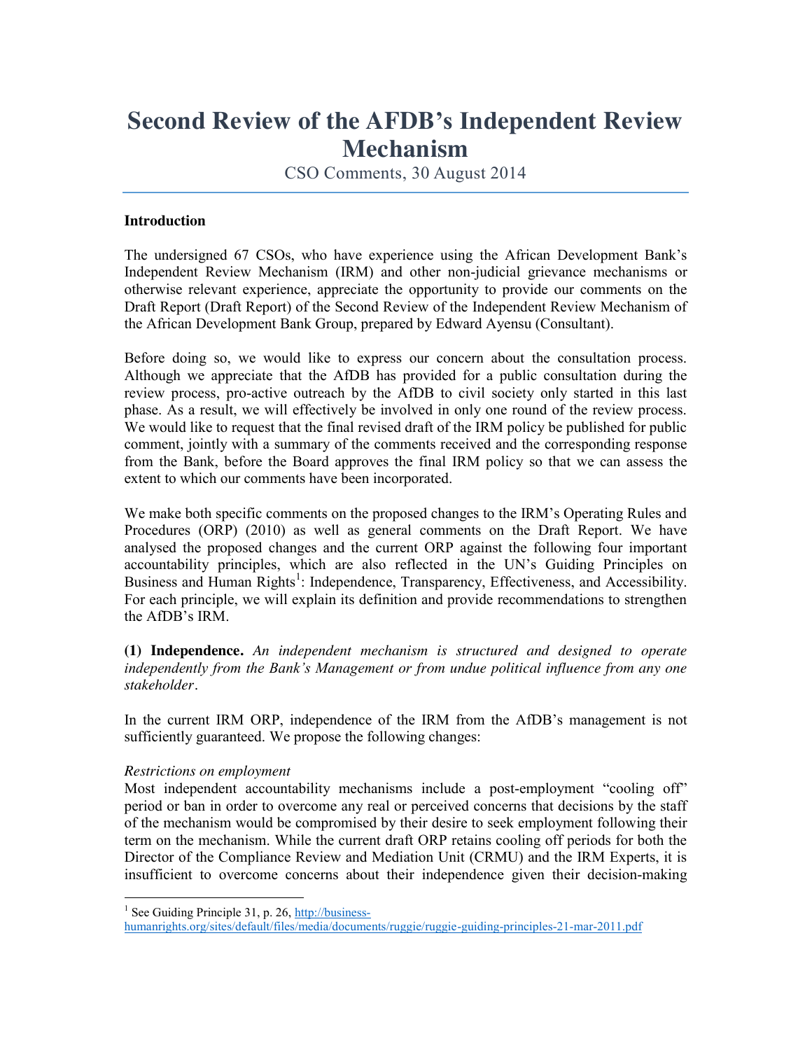# Second Review of the AFDB's Independent Review Mechanism

CSO Comments, 30 August 2014

**Introduction**

The undersigned 67 CSOs, who have experience using the African Development Bank's Independent Review Mechanism (IRM) and other non-judicial grievance mechanisms or otherwise relevant experience, appreciate the opportunity to provide our comments on the Draft Report (Draft Report) of the Second Review of the Independent Review Mechanism of the African Development Bank Group, prepared by Edward Ayensu (Consultant).

Before doing so, we would like to express our concern about the consultation process. Although we appreciate that the AfDB has provided for a public consultation during the review process, pro-active outreach by the AfDB to civil society only started in this last phase. As a result, we will effectively be involved in only one round of the review process. We would like to request that the final revised draft of the IRM policy be published for public comment, jointly with a summary of the comments received and the corresponding response from the Bank, before the Board approves the final IRM policy so that we can assess the extent to which our comments have been incorporated.

We make both specific comments on the proposed changes to the IRM's Operating Rules and Procedures (ORP) (2010) as well as general comments on the Draft Report. We have analysed the proposed changes and the current ORP against the following four important accountability principles, which are also reflected in the UN's Guiding Principles on Business and Human Rights[1]: Independence, Transparency, Effectiveness, and Accessibility. For each principle, we will explain its definition and provide recommendations to strengthen the AfDB's IRM.

**(1) Independence.** *An independent mechanism is structured and designed to operate independently from the Bank's Management or from undue political influence from any one stakeholder*.

In the current IRM ORP, independence of the IRM from the AfDB's management is not sufficiently guaranteed. We propose the following changes:

*Restrictions on employment*

Most independent accountability mechanisms include a post-employment "cooling off" period or ban in order to overcome any real or perceived concerns that decisions by the staff of the mechanism would be compromised by their desire to seek employment following their term on the mechanism. While the current draft ORP retains cooling off periods for both the Director of the Compliance Review and Mediation Unit (CRMU) and the IRM Experts, it is insufficient to overcome concerns about their independence given their decision-making

[1] See Guiding Principle 31, p. 26, http://business-humanrights.org/sites/default/files/media/documents/ruggie/ruggie-guiding-principles-21-mar-2011.pdf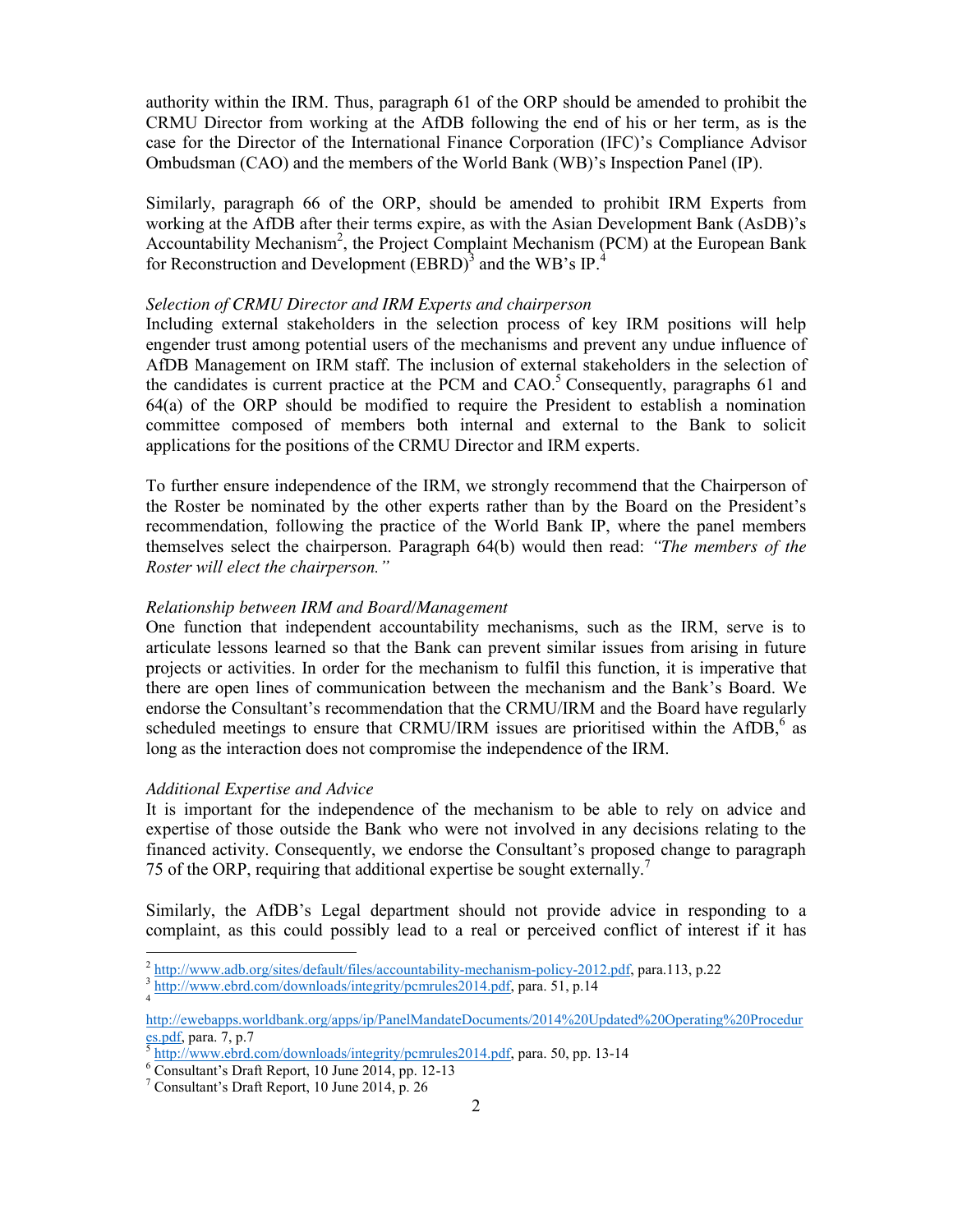authority within the IRM. Thus, paragraph 61 of the ORP should be amended to prohibit the CRMU Director from working at the AfDB following the end of his or her term, as is the case for the Director of the International Finance Corporation (IFC)'s Compliance Advisor Ombudsman (CAO) and the members of the World Bank (WB)'s Inspection Panel (IP).

Similarly, paragraph 66 of the ORP, should be amended to prohibit IRM Experts from working at the AfDB after their terms expire, as with the Asian Development Bank (AsDB)'s Accountability Mechanism[2], the Project Complaint Mechanism (PCM) at the European Bank for Reconstruction and Development (EBRD)[3] and the WB's IP.[4]

*Selection of CRMU Director and IRM Experts and chairperson*

Including external stakeholders in the selection process of key IRM positions will help engender trust among potential users of the mechanisms and prevent any undue influence of AfDB Management on IRM staff. The inclusion of external stakeholders in the selection of the candidates is current practice at the PCM and CAO.[5] Consequently, paragraphs 61 and 64(a) of the ORP should be modified to require the President to establish a nomination committee composed of members both internal and external to the Bank to solicit applications for the positions of the CRMU Director and IRM experts.

To further ensure independence of the IRM, we strongly recommend that the Chairperson of the Roster be nominated by the other experts rather than by the Board on the President's recommendation, following the practice of the World Bank IP, where the panel members themselves select the chairperson. Paragraph 64(b) would then read: *"The members of the Roster will elect the chairperson."*

*Relationship between IRM and Board/Management*

One function that independent accountability mechanisms, such as the IRM, serve is to articulate lessons learned so that the Bank can prevent similar issues from arising in future projects or activities. In order for the mechanism to fulfil this function, it is imperative that there are open lines of communication between the mechanism and the Bank's Board. We endorse the Consultant's recommendation that the CRMU/IRM and the Board have regularly scheduled meetings to ensure that CRMU/IRM issues are prioritised within the AfDB,[6] as long as the interaction does not compromise the independence of the IRM.

*Additional Expertise and Advice*

It is important for the independence of the mechanism to be able to rely on advice and expertise of those outside the Bank who were not involved in any decisions relating to the financed activity. Consequently, we endorse the Consultant's proposed change to paragraph 75 of the ORP, requiring that additional expertise be sought externally.[7]

Similarly, the AfDB's Legal department should not provide advice in responding to a complaint, as this could possibly lead to a real or perceived conflict of interest if it has

---

[2] http://www.adb.org/sites/default/files/accountability-mechanism-policy-2012.pdf, para.113, p.22

[3] http://www.ebrd.com/downloads/integrity/pcmrules2014.pdf, para. 51, p.14

[4] http://ewebapps.worldbank.org/apps/ip/PanelMandateDocuments/2014%20Updated%20Operating%20Procedures.pdf, para. 7, p.7

[5] http://www.ebrd.com/downloads/integrity/pcmrules2014.pdf, para. 50, pp. 13-14

[6] Consultant's Draft Report, 10 June 2014, pp. 12-13

[7] Consultant's Draft Report, 10 June 2014, p. 26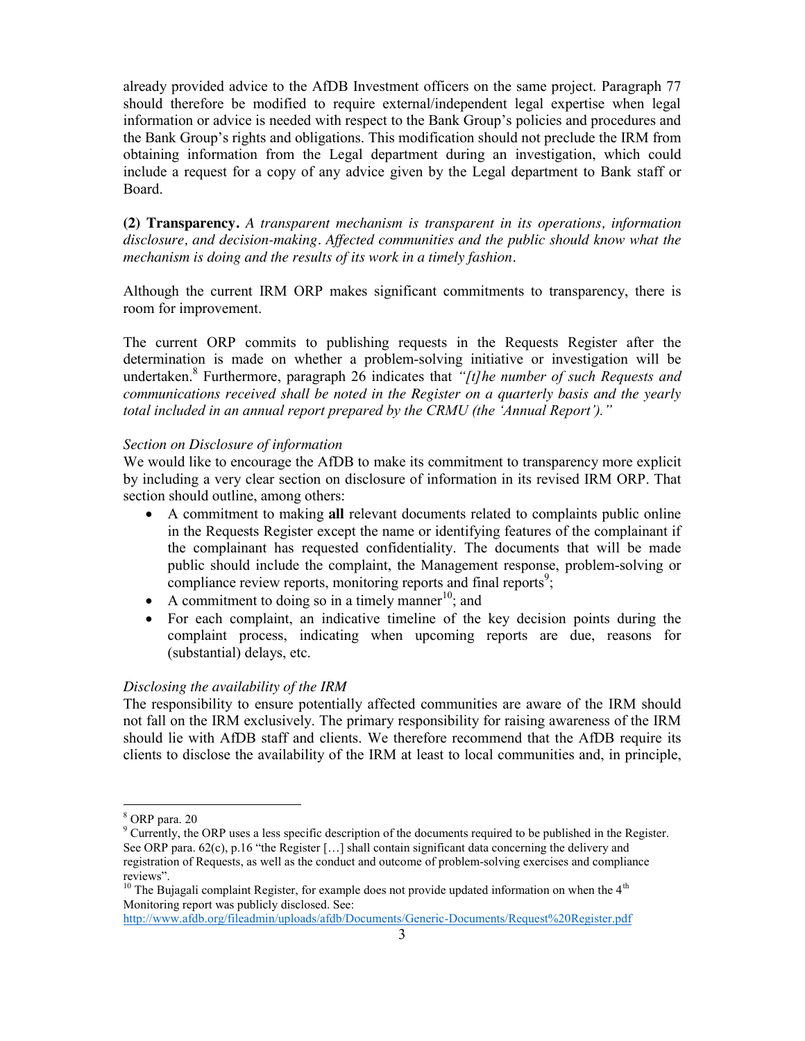already provided advice to the AfDB Investment officers on the same project. Paragraph 77 should therefore be modified to require external/independent legal expertise when legal information or advice is needed with respect to the Bank Group's policies and procedures and the Bank Group's rights and obligations. This modification should not preclude the IRM from obtaining information from the Legal department during an investigation, which could include a request for a copy of any advice given by the Legal department to Bank staff or Board.

**(2) Transparency.** *A transparent mechanism is transparent in its operations, information disclosure, and decision-making. Affected communities and the public should know what the mechanism is doing and the results of its work in a timely fashion.*

Although the current IRM ORP makes significant commitments to transparency, there is room for improvement.

The current ORP commits to publishing requests in the Requests Register after the determination is made on whether a problem-solving initiative or investigation will be undertaken.[8] Furthermore, paragraph 26 indicates that *"[t]he number of such Requests and communications received shall be noted in the Register on a quarterly basis and the yearly total included in an annual report prepared by the CRMU (the 'Annual Report')."*

*Section on Disclosure of information*

We would like to encourage the AfDB to make its commitment to transparency more explicit by including a very clear section on disclosure of information in its revised IRM ORP. That section should outline, among others:

- A commitment to making **all** relevant documents related to complaints public online in the Requests Register except the name or identifying features of the complainant if the complainant has requested confidentiality. The documents that will be made public should include the complaint, the Management response, problem-solving or compliance review reports, monitoring reports and final reports[9];
- A commitment to doing so in a timely manner[10]; and
- For each complaint, an indicative timeline of the key decision points during the complaint process, indicating when upcoming reports are due, reasons for (substantial) delays, etc.

*Disclosing the availability of the IRM*

The responsibility to ensure potentially affected communities are aware of the IRM should not fall on the IRM exclusively. The primary responsibility for raising awareness of the IRM should lie with AfDB staff and clients. We therefore recommend that the AfDB require its clients to disclose the availability of the IRM at least to local communities and, in principle,

---

[8] ORP para. 20

[9] Currently, the ORP uses a less specific description of the documents required to be published in the Register. See ORP para. 62(c), p.16 "the Register […] shall contain significant data concerning the delivery and registration of Requests, as well as the conduct and outcome of problem-solving exercises and compliance reviews".

[10] The Bujagali complaint Register, for example does not provide updated information on when the 4th Monitoring report was publicly disclosed. See: http://www.afdb.org/fileadmin/uploads/afdb/Documents/Generic-Documents/Request%20Register.pdf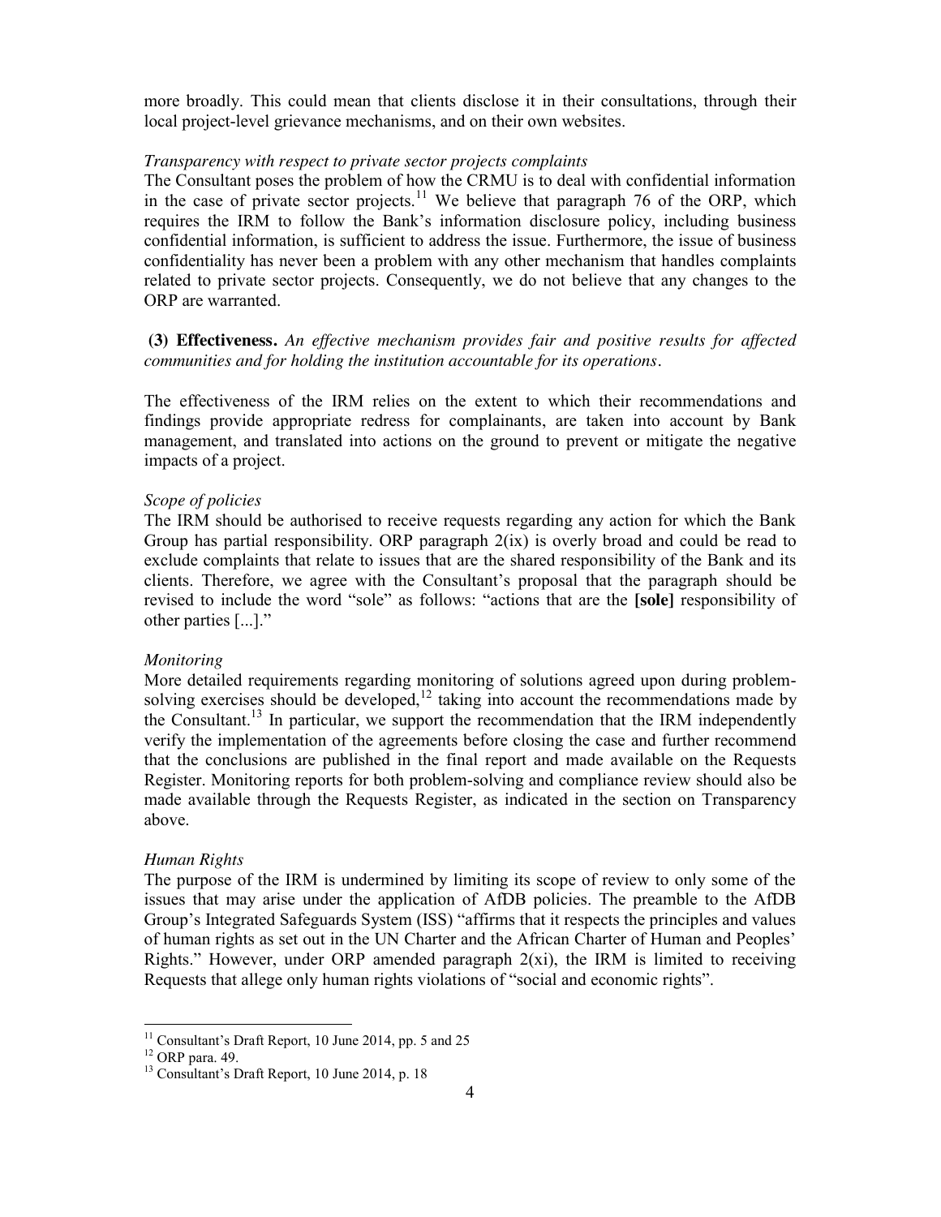more broadly. This could mean that clients disclose it in their consultations, through their local project-level grievance mechanisms, and on their own websites.

*Transparency with respect to private sector projects complaints*

The Consultant poses the problem of how the CRMU is to deal with confidential information in the case of private sector projects.[11] We believe that paragraph 76 of the ORP, which requires the IRM to follow the Bank's information disclosure policy, including business confidential information, is sufficient to address the issue. Furthermore, the issue of business confidentiality has never been a problem with any other mechanism that handles complaints related to private sector projects. Consequently, we do not believe that any changes to the ORP are warranted.

**(3) Effectiveness.** *An effective mechanism provides fair and positive results for affected communities and for holding the institution accountable for its operations.*

The effectiveness of the IRM relies on the extent to which their recommendations and findings provide appropriate redress for complainants, are taken into account by Bank management, and translated into actions on the ground to prevent or mitigate the negative impacts of a project.

*Scope of policies*

The IRM should be authorised to receive requests regarding any action for which the Bank Group has partial responsibility. ORP paragraph 2(ix) is overly broad and could be read to exclude complaints that relate to issues that are the shared responsibility of the Bank and its clients. Therefore, we agree with the Consultant's proposal that the paragraph should be revised to include the word "sole" as follows: "actions that are the **[sole]** responsibility of other parties [...]."

*Monitoring*

More detailed requirements regarding monitoring of solutions agreed upon during problem-solving exercises should be developed,[12] taking into account the recommendations made by the Consultant.[13] In particular, we support the recommendation that the IRM independently verify the implementation of the agreements before closing the case and further recommend that the conclusions are published in the final report and made available on the Requests Register. Monitoring reports for both problem-solving and compliance review should also be made available through the Requests Register, as indicated in the section on Transparency above.

*Human Rights*

The purpose of the IRM is undermined by limiting its scope of review to only some of the issues that may arise under the application of AfDB policies. The preamble to the AfDB Group's Integrated Safeguards System (ISS) "affirms that it respects the principles and values of human rights as set out in the UN Charter and the African Charter of Human and Peoples' Rights." However, under ORP amended paragraph 2(xi), the IRM is limited to receiving Requests that allege only human rights violations of "social and economic rights".

---

[11] Consultant's Draft Report, 10 June 2014, pp. 5 and 25

[12] ORP para. 49.

[13] Consultant's Draft Report, 10 June 2014, p. 18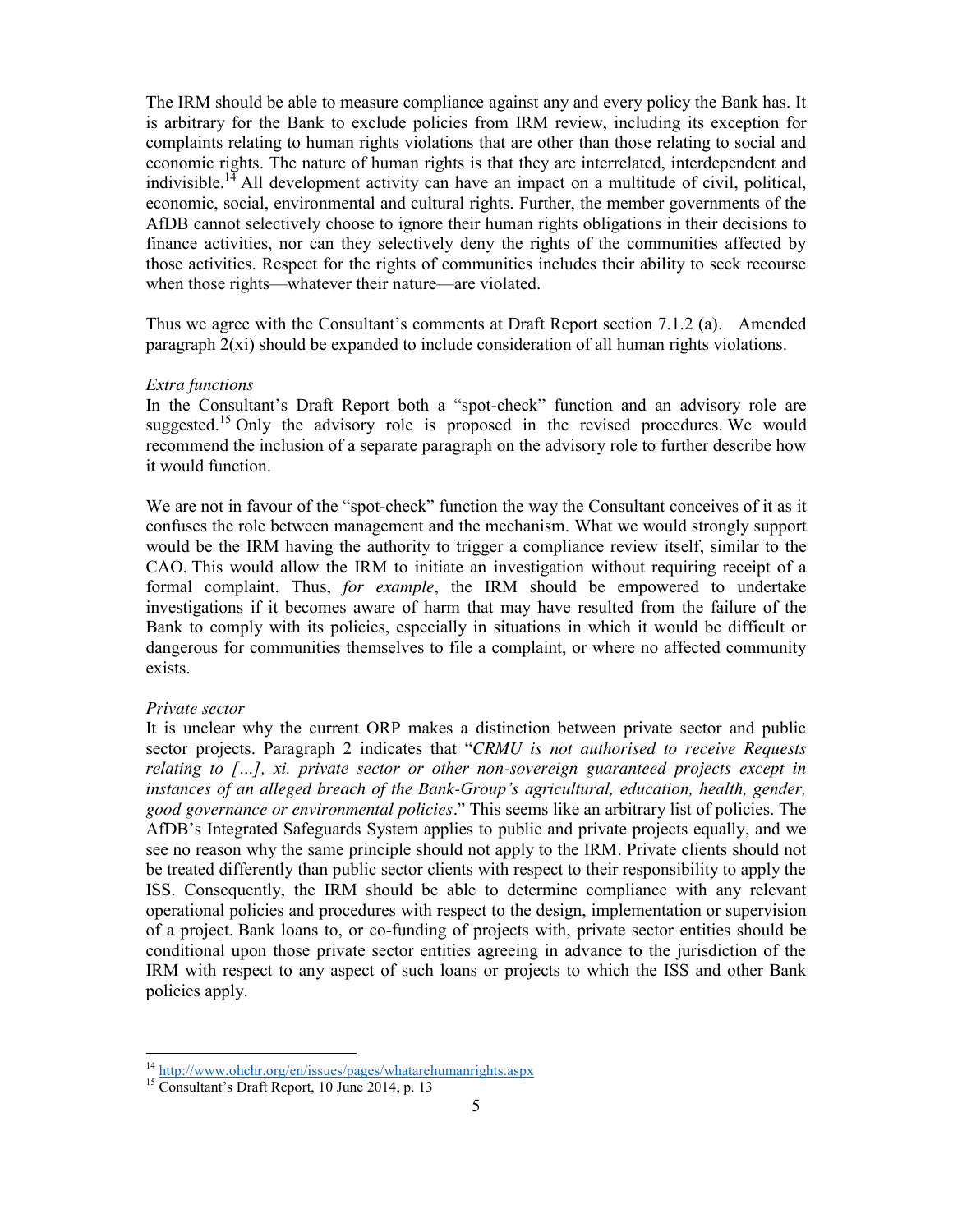The IRM should be able to measure compliance against any and every policy the Bank has. It is arbitrary for the Bank to exclude policies from IRM review, including its exception for complaints relating to human rights violations that are other than those relating to social and economic rights. The nature of human rights is that they are interrelated, interdependent and indivisible.[14] All development activity can have an impact on a multitude of civil, political, economic, social, environmental and cultural rights. Further, the member governments of the AfDB cannot selectively choose to ignore their human rights obligations in their decisions to finance activities, nor can they selectively deny the rights of the communities affected by those activities. Respect for the rights of communities includes their ability to seek recourse when those rights—whatever their nature—are violated.

Thus we agree with the Consultant's comments at Draft Report section 7.1.2 (a). Amended paragraph 2(xi) should be expanded to include consideration of all human rights violations.

*Extra functions*

In the Consultant's Draft Report both a "spot-check" function and an advisory role are suggested.[15] Only the advisory role is proposed in the revised procedures. We would recommend the inclusion of a separate paragraph on the advisory role to further describe how it would function.

We are not in favour of the "spot-check" function the way the Consultant conceives of it as it confuses the role between management and the mechanism. What we would strongly support would be the IRM having the authority to trigger a compliance review itself, similar to the CAO. This would allow the IRM to initiate an investigation without requiring receipt of a formal complaint. Thus, *for example*, the IRM should be empowered to undertake investigations if it becomes aware of harm that may have resulted from the failure of the Bank to comply with its policies, especially in situations in which it would be difficult or dangerous for communities themselves to file a complaint, or where no affected community exists.

*Private sector*

It is unclear why the current ORP makes a distinction between private sector and public sector projects. Paragraph 2 indicates that "*CRMU is not authorised to receive Requests relating to […], xi. private sector or other non-sovereign guaranteed projects except in instances of an alleged breach of the Bank-Group's agricultural, education, health, gender, good governance or environmental policies*." This seems like an arbitrary list of policies. The AfDB's Integrated Safeguards System applies to public and private projects equally, and we see no reason why the same principle should not apply to the IRM. Private clients should not be treated differently than public sector clients with respect to their responsibility to apply the ISS. Consequently, the IRM should be able to determine compliance with any relevant operational policies and procedures with respect to the design, implementation or supervision of a project. Bank loans to, or co-funding of projects with, private sector entities should be conditional upon those private sector entities agreeing in advance to the jurisdiction of the IRM with respect to any aspect of such loans or projects to which the ISS and other Bank policies apply.

---

[14] http://www.ohchr.org/en/issues/pages/whatarehumanrights.aspx

[15] Consultant's Draft Report, 10 June 2014, p. 13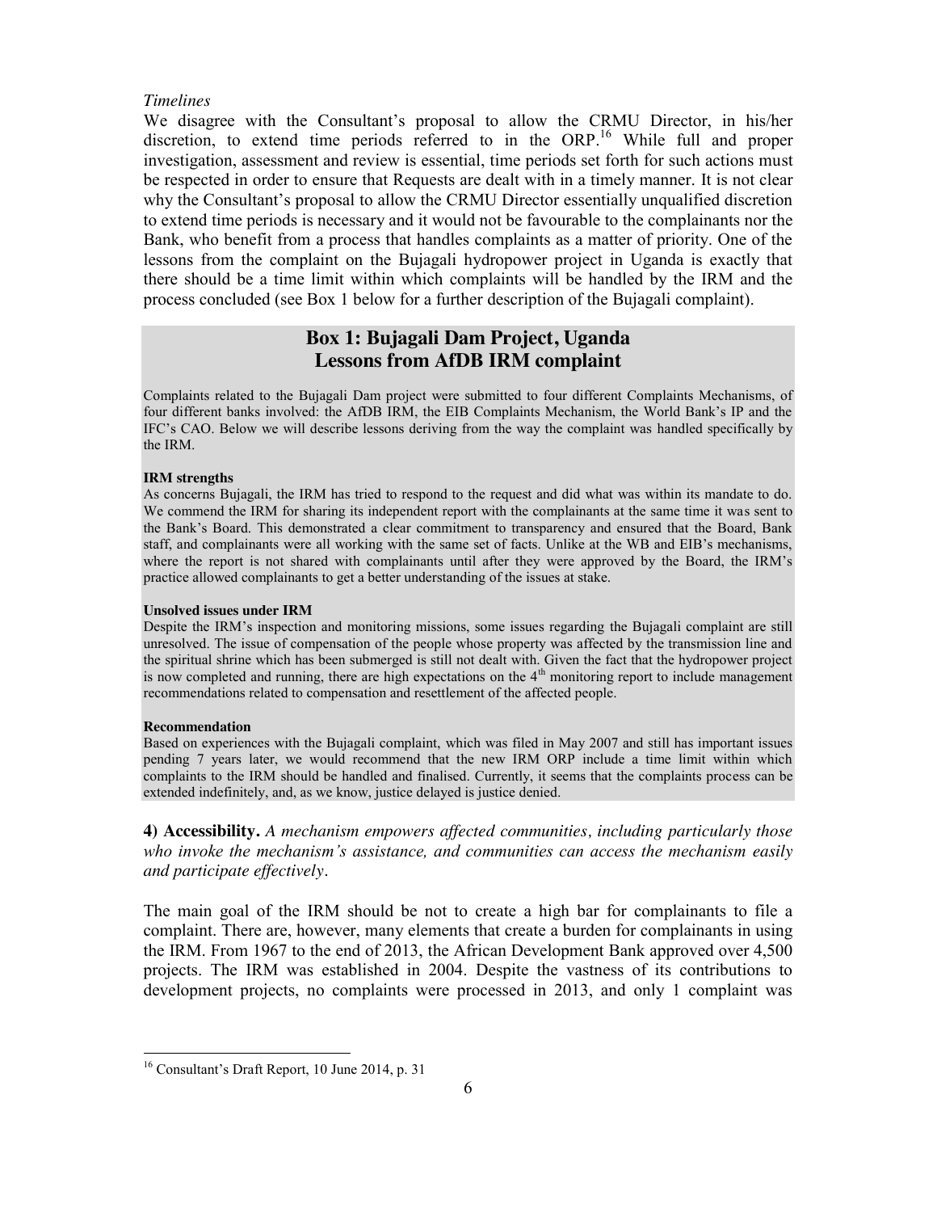*Timelines*

We disagree with the Consultant's proposal to allow the CRMU Director, in his/her discretion, to extend time periods referred to in the ORP.[16] While full and proper investigation, assessment and review is essential, time periods set forth for such actions must be respected in order to ensure that Requests are dealt with in a timely manner. It is not clear why the Consultant's proposal to allow the CRMU Director essentially unqualified discretion to extend time periods is necessary and it would not be favourable to the complainants nor the Bank, who benefit from a process that handles complaints as a matter of priority. One of the lessons from the complaint on the Bujagali hydropower project in Uganda is exactly that there should be a time limit within which complaints will be handled by the IRM and the process concluded (see Box 1 below for a further description of the Bujagali complaint).

## Box 1: Bujagali Dam Project, Uganda
## Lessons from AfDB IRM complaint

Complaints related to the Bujagali Dam project were submitted to four different Complaints Mechanisms, of four different banks involved: the AfDB IRM, the EIB Complaints Mechanism, the World Bank's IP and the IFC's CAO. Below we will describe lessons deriving from the way the complaint was handled specifically by the IRM.

**IRM strengths**

As concerns Bujagali, the IRM has tried to respond to the request and did what was within its mandate to do. We commend the IRM for sharing its independent report with the complainants at the same time it was sent to the Bank's Board. This demonstrated a clear commitment to transparency and ensured that the Board, Bank staff, and complainants were all working with the same set of facts. Unlike at the WB and EIB's mechanisms, where the report is not shared with complainants until after they were approved by the Board, the IRM's practice allowed complainants to get a better understanding of the issues at stake.

**Unsolved issues under IRM**

Despite the IRM's inspection and monitoring missions, some issues regarding the Bujagali complaint are still unresolved. The issue of compensation of the people whose property was affected by the transmission line and the spiritual shrine which has been submerged is still not dealt with. Given the fact that the hydropower project is now completed and running, there are high expectations on the 4th monitoring report to include management recommendations related to compensation and resettlement of the affected people.

**Recommendation**

Based on experiences with the Bujagali complaint, which was filed in May 2007 and still has important issues pending 7 years later, we would recommend that the new IRM ORP include a time limit within which complaints to the IRM should be handled and finalised. Currently, it seems that the complaints process can be extended indefinitely, and, as we know, justice delayed is justice denied.

**4) Accessibility.** *A mechanism empowers affected communities, including particularly those who invoke the mechanism's assistance, and communities can access the mechanism easily and participate effectively*.

The main goal of the IRM should be not to create a high bar for complainants to file a complaint. There are, however, many elements that create a burden for complainants in using the IRM. From 1967 to the end of 2013, the African Development Bank approved over 4,500 projects. The IRM was established in 2004. Despite the vastness of its contributions to development projects, no complaints were processed in 2013, and only 1 complaint was

---

[16] Consultant's Draft Report, 10 June 2014, p. 31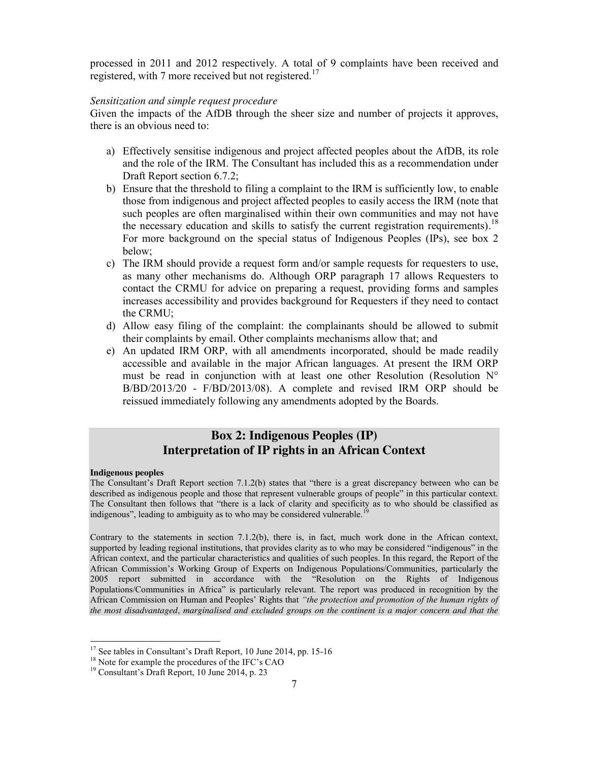processed in 2011 and 2012 respectively. A total of 9 complaints have been received and registered, with 7 more received but not registered.[17]

*Sensitization and simple request procedure*

Given the impacts of the AfDB through the sheer size and number of projects it approves, there is an obvious need to:

a) Effectively sensitise indigenous and project affected peoples about the AfDB, its role and the role of the IRM. The Consultant has included this as a recommendation under Draft Report section 6.7.2;
b) Ensure that the threshold to filing a complaint to the IRM is sufficiently low, to enable those from indigenous and project affected peoples to easily access the IRM (note that such peoples are often marginalised within their own communities and may not have the necessary education and skills to satisfy the current registration requirements).[18] For more background on the special status of Indigenous Peoples (IPs), see box 2 below;
c) The IRM should provide a request form and/or sample requests for requesters to use, as many other mechanisms do. Although ORP paragraph 17 allows Requesters to contact the CRMU for advice on preparing a request, providing forms and samples increases accessibility and provides background for Requesters if they need to contact the CRMU;
d) Allow easy filing of the complaint: the complainants should be allowed to submit their complaints by email. Other complaints mechanisms allow that; and
e) An updated IRM ORP, with all amendments incorporated, should be made readily accessible and available in the major African languages. At present the IRM ORP must be read in conjunction with at least one other Resolution (Resolution N° B/BD/2013/20 - F/BD/2013/08). A complete and revised IRM ORP should be reissued immediately following any amendments adopted by the Boards.

## Box 2: Indigenous Peoples (IP) Interpretation of IP rights in an African Context

**Indigenous peoples**

The Consultant's Draft Report section 7.1.2(b) states that "there is a great discrepancy between who can be described as indigenous people and those that represent vulnerable groups of people" in this particular context. The Consultant then follows that "there is a lack of clarity and specificity as to who should be classified as indigenous", leading to ambiguity as to who may be considered vulnerable.[19]

Contrary to the statements in section 7.1.2(b), there is, in fact, much work done in the African context, supported by leading regional institutions, that provides clarity as to who may be considered "indigenous" in the African context, and the particular characteristics and qualities of such peoples. In this regard, the Report of the African Commission's Working Group of Experts on Indigenous Populations/Communities, particularly the 2005 report submitted in accordance with the "Resolution on the Rights of Indigenous Populations/Communities in Africa" is particularly relevant. The report was produced in recognition by the African Commission on Human and Peoples' Rights that *"the protection and promotion of the human rights of the most disadvantaged, marginalised and excluded groups on the continent is a major concern and that the*

---

[17] See tables in Consultant's Draft Report, 10 June 2014, pp. 15-16

[18] Note for example the procedures of the IFC's CAO

[19] Consultant's Draft Report, 10 June 2014, p. 23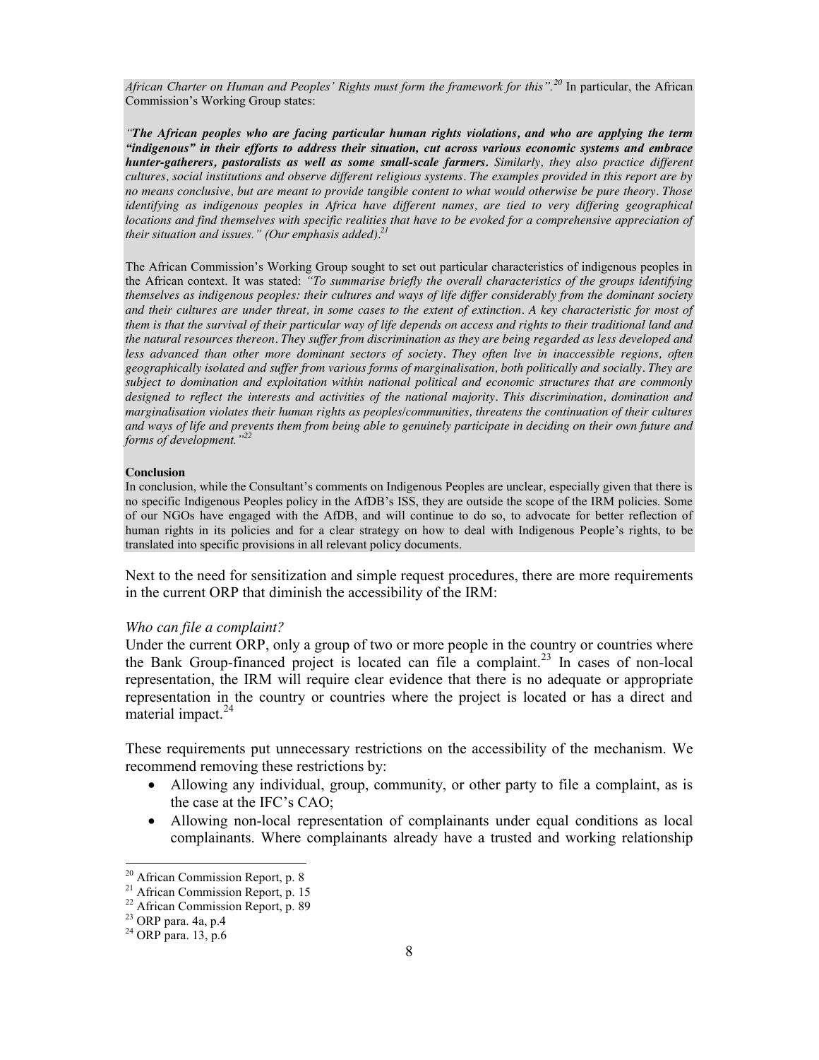*African Charter on Human and Peoples' Rights must form the framework for this".*[20] In particular, the African Commission's Working Group states:

*"**The African peoples who are facing particular human rights violations, and who are applying the term "indigenous" in their efforts to address their situation, cut across various economic systems and embrace hunter-gatherers, pastoralists as well as some small-scale farmers.** Similarly, they also practice different cultures, social institutions and observe different religious systems. The examples provided in this report are by no means conclusive, but are meant to provide tangible content to what would otherwise be pure theory. Those identifying as indigenous peoples in Africa have different names, are tied to very differing geographical locations and find themselves with specific realities that have to be evoked for a comprehensive appreciation of their situation and issues." (Our emphasis added).*[21]

The African Commission's Working Group sought to set out particular characteristics of indigenous peoples in the African context. It was stated: *"To summarise briefly the overall characteristics of the groups identifying themselves as indigenous peoples: their cultures and ways of life differ considerably from the dominant society and their cultures are under threat, in some cases to the extent of extinction. A key characteristic for most of them is that the survival of their particular way of life depends on access and rights to their traditional land and the natural resources thereon. They suffer from discrimination as they are being regarded as less developed and less advanced than other more dominant sectors of society. They often live in inaccessible regions, often geographically isolated and suffer from various forms of marginalisation, both politically and socially. They are subject to domination and exploitation within national political and economic structures that are commonly designed to reflect the interests and activities of the national majority. This discrimination, domination and marginalisation violates their human rights as peoples/communities, threatens the continuation of their cultures and ways of life and prevents them from being able to genuinely participate in deciding on their own future and forms of development."*[22]

**Conclusion**

In conclusion, while the Consultant's comments on Indigenous Peoples are unclear, especially given that there is no specific Indigenous Peoples policy in the AfDB's ISS, they are outside the scope of the IRM policies. Some of our NGOs have engaged with the AfDB, and will continue to do so, to advocate for better reflection of human rights in its policies and for a clear strategy on how to deal with Indigenous People's rights, to be translated into specific provisions in all relevant policy documents.

Next to the need for sensitization and simple request procedures, there are more requirements in the current ORP that diminish the accessibility of the IRM:

*Who can file a complaint?*

Under the current ORP, only a group of two or more people in the country or countries where the Bank Group-financed project is located can file a complaint.[23] In cases of non-local representation, the IRM will require clear evidence that there is no adequate or appropriate representation in the country or countries where the project is located or has a direct and material impact.[24]

These requirements put unnecessary restrictions on the accessibility of the mechanism. We recommend removing these restrictions by:

- Allowing any individual, group, community, or other party to file a complaint, as is the case at the IFC's CAO;
- Allowing non-local representation of complainants under equal conditions as local complainants. Where complainants already have a trusted and working relationship

---

[20] African Commission Report, p. 8

[21] African Commission Report, p. 15

[22] African Commission Report, p. 89

[23] ORP para. 4a, p.4

[24] ORP para. 13, p.6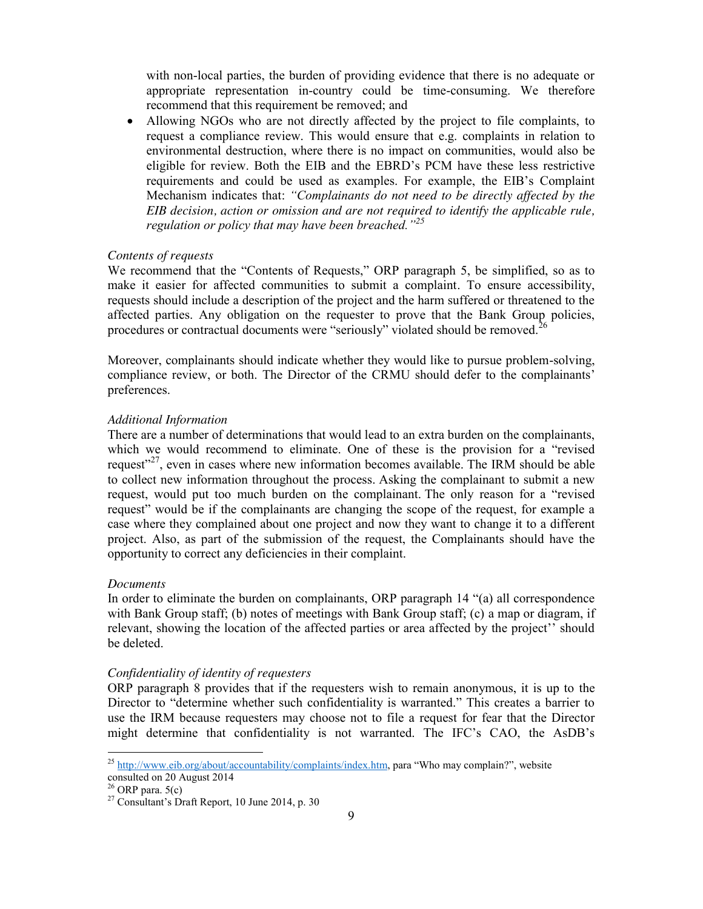with non-local parties, the burden of providing evidence that there is no adequate or appropriate representation in-country could be time-consuming. We therefore recommend that this requirement be removed; and

- Allowing NGOs who are not directly affected by the project to file complaints, to request a compliance review. This would ensure that e.g. complaints in relation to environmental destruction, where there is no impact on communities, would also be eligible for review. Both the EIB and the EBRD's PCM have these less restrictive requirements and could be used as examples. For example, the EIB's Complaint Mechanism indicates that: *"Complainants do not need to be directly affected by the EIB decision, action or omission and are not required to identify the applicable rule, regulation or policy that may have been breached."*[25]

*Contents of requests*

We recommend that the "Contents of Requests," ORP paragraph 5, be simplified, so as to make it easier for affected communities to submit a complaint. To ensure accessibility, requests should include a description of the project and the harm suffered or threatened to the affected parties. Any obligation on the requester to prove that the Bank Group policies, procedures or contractual documents were "seriously" violated should be removed.[26]

Moreover, complainants should indicate whether they would like to pursue problem-solving, compliance review, or both. The Director of the CRMU should defer to the complainants' preferences.

*Additional Information*

There are a number of determinations that would lead to an extra burden on the complainants, which we would recommend to eliminate. One of these is the provision for a "revised request"[27], even in cases where new information becomes available. The IRM should be able to collect new information throughout the process. Asking the complainant to submit a new request, would put too much burden on the complainant. The only reason for a "revised request" would be if the complainants are changing the scope of the request, for example a case where they complained about one project and now they want to change it to a different project. Also, as part of the submission of the request, the Complainants should have the opportunity to correct any deficiencies in their complaint.

*Documents*

In order to eliminate the burden on complainants, ORP paragraph 14 "(a) all correspondence with Bank Group staff; (b) notes of meetings with Bank Group staff; (c) a map or diagram, if relevant, showing the location of the affected parties or area affected by the project'' should be deleted.

*Confidentiality of identity of requesters*

ORP paragraph 8 provides that if the requesters wish to remain anonymous, it is up to the Director to "determine whether such confidentiality is warranted." This creates a barrier to use the IRM because requesters may choose not to file a request for fear that the Director might determine that confidentiality is not warranted. The IFC's CAO, the AsDB's

---

[25] http://www.eib.org/about/accountability/complaints/index.htm, para "Who may complain?", website consulted on 20 August 2014

[26] ORP para. 5(c)

[27] Consultant's Draft Report, 10 June 2014, p. 30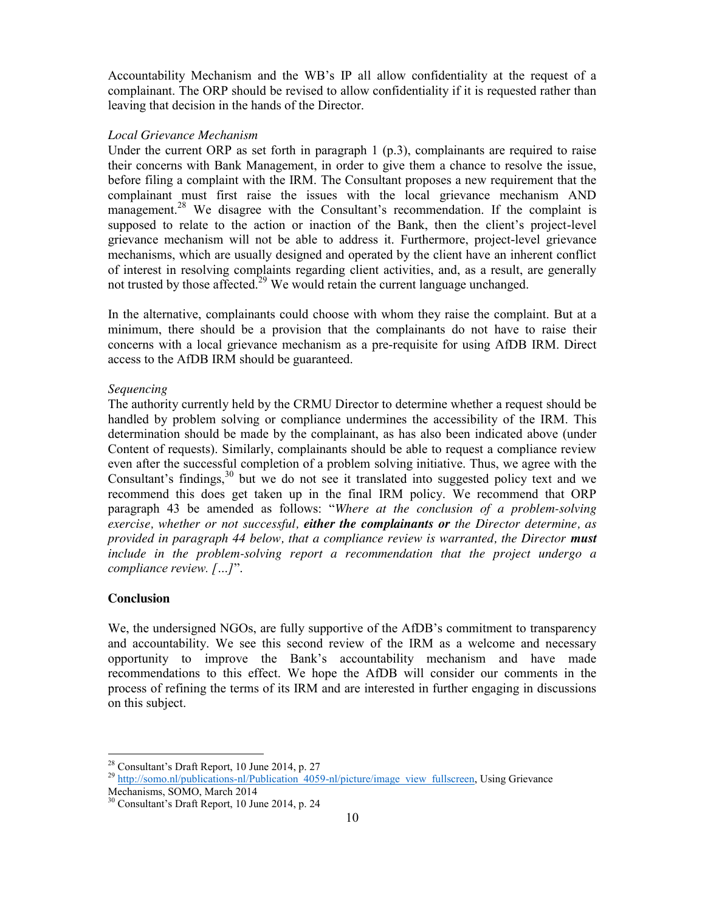Accountability Mechanism and the WB's IP all allow confidentiality at the request of a complainant. The ORP should be revised to allow confidentiality if it is requested rather than leaving that decision in the hands of the Director.

*Local Grievance Mechanism*

Under the current ORP as set forth in paragraph 1 (p.3), complainants are required to raise their concerns with Bank Management, in order to give them a chance to resolve the issue, before filing a complaint with the IRM. The Consultant proposes a new requirement that the complainant must first raise the issues with the local grievance mechanism AND management.[28] We disagree with the Consultant's recommendation. If the complaint is supposed to relate to the action or inaction of the Bank, then the client's project-level grievance mechanism will not be able to address it. Furthermore, project-level grievance mechanisms, which are usually designed and operated by the client have an inherent conflict of interest in resolving complaints regarding client activities, and, as a result, are generally not trusted by those affected.[29] We would retain the current language unchanged.

In the alternative, complainants could choose with whom they raise the complaint. But at a minimum, there should be a provision that the complainants do not have to raise their concerns with a local grievance mechanism as a pre-requisite for using AfDB IRM. Direct access to the AfDB IRM should be guaranteed.

*Sequencing*

The authority currently held by the CRMU Director to determine whether a request should be handled by problem solving or compliance undermines the accessibility of the IRM. This determination should be made by the complainant, as has also been indicated above (under Content of requests). Similarly, complainants should be able to request a compliance review even after the successful completion of a problem solving initiative. Thus, we agree with the Consultant's findings,[30] but we do not see it translated into suggested policy text and we recommend this does get taken up in the final IRM policy. We recommend that ORP paragraph 43 be amended as follows: "*Where at the conclusion of a problem-solving exercise, whether or not successful, **either the complainants or** the Director determine, as provided in paragraph 44 below, that a compliance review is warranted, the Director **must** include in the problem-solving report a recommendation that the project undergo a compliance review. […]*".

## Conclusion

We, the undersigned NGOs, are fully supportive of the AfDB's commitment to transparency and accountability. We see this second review of the IRM as a welcome and necessary opportunity to improve the Bank's accountability mechanism and have made recommendations to this effect. We hope the AfDB will consider our comments in the process of refining the terms of its IRM and are interested in further engaging in discussions on this subject.

---

[28] Consultant's Draft Report, 10 June 2014, p. 27

[29] http://somo.nl/publications-nl/Publication_4059-nl/picture/image_view_fullscreen, Using Grievance Mechanisms, SOMO, March 2014

[30] Consultant's Draft Report, 10 June 2014, p. 24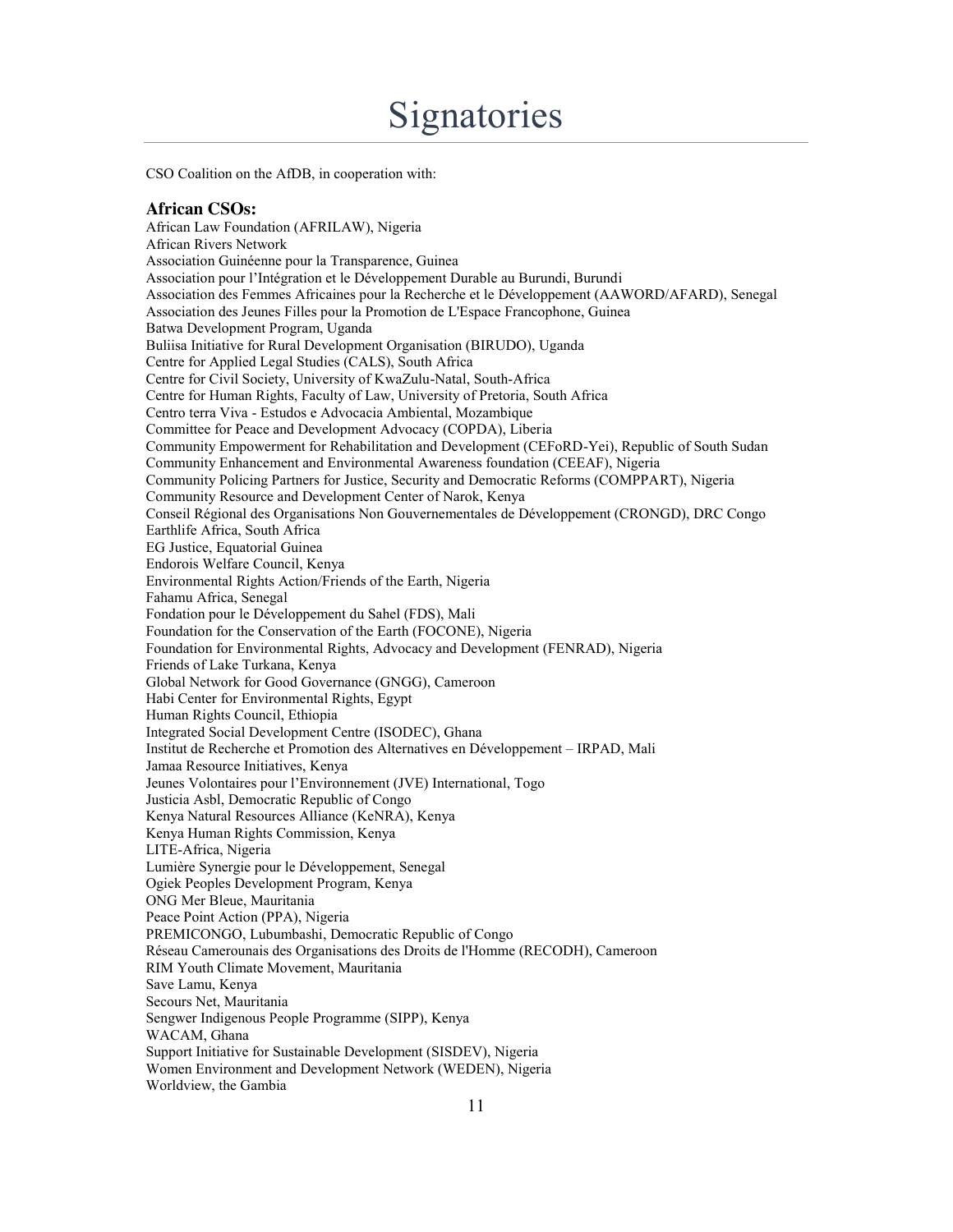# Signatories

CSO Coalition on the AfDB, in cooperation with:

### African CSOs:

African Law Foundation (AFRILAW), Nigeria
African Rivers Network
Association Guinéenne pour la Transparence, Guinea
Association pour l'Intégration et le Développement Durable au Burundi, Burundi
Association des Femmes Africaines pour la Recherche et le Développement (AAWORD/AFARD), Senegal
Association des Jeunes Filles pour la Promotion de L'Espace Francophone, Guinea
Batwa Development Program, Uganda
Buliisa Initiative for Rural Development Organisation (BIRUDO), Uganda
Centre for Applied Legal Studies (CALS), South Africa
Centre for Civil Society, University of KwaZulu-Natal, South-Africa
Centre for Human Rights, Faculty of Law, University of Pretoria, South Africa
Centro terra Viva - Estudos e Advocacia Ambiental, Mozambique
Committee for Peace and Development Advocacy (COPDA), Liberia
Community Empowerment for Rehabilitation and Development (CEFoRD-Yei), Republic of South Sudan
Community Enhancement and Environmental Awareness foundation (CEEAF), Nigeria
Community Policing Partners for Justice, Security and Democratic Reforms (COMPPART), Nigeria
Community Resource and Development Center of Narok, Kenya
Conseil Régional des Organisations Non Gouvernementales de Développement (CRONGD), DRC Congo
Earthlife Africa, South Africa
EG Justice, Equatorial Guinea
Endorois Welfare Council, Kenya
Environmental Rights Action/Friends of the Earth, Nigeria
Fahamu Africa, Senegal
Fondation pour le Développement du Sahel (FDS), Mali
Foundation for the Conservation of the Earth (FOCONE), Nigeria
Foundation for Environmental Rights, Advocacy and Development (FENRAD), Nigeria
Friends of Lake Turkana, Kenya
Global Network for Good Governance (GNGG), Cameroon
Habi Center for Environmental Rights, Egypt
Human Rights Council, Ethiopia
Integrated Social Development Centre (ISODEC), Ghana
Institut de Recherche et Promotion des Alternatives en Développement – IRPAD, Mali
Jamaa Resource Initiatives, Kenya
Jeunes Volontaires pour l'Environnement (JVE) International, Togo
Justicia Asbl, Democratic Republic of Congo
Kenya Natural Resources Alliance (KeNRA), Kenya
Kenya Human Rights Commission, Kenya
LITE-Africa, Nigeria
Lumière Synergie pour le Développement, Senegal
Ogiek Peoples Development Program, Kenya
ONG Mer Bleue, Mauritania
Peace Point Action (PPA), Nigeria
PREMICONGO, Lubumbashi, Democratic Republic of Congo
Réseau Camerounais des Organisations des Droits de l'Homme (RECODH), Cameroon
RIM Youth Climate Movement, Mauritania
Save Lamu, Kenya
Secours Net, Mauritania
Sengwer Indigenous People Programme (SIPP), Kenya
WACAM, Ghana
Support Initiative for Sustainable Development (SISDEV), Nigeria
Women Environment and Development Network (WEDEN), Nigeria
Worldview, the Gambia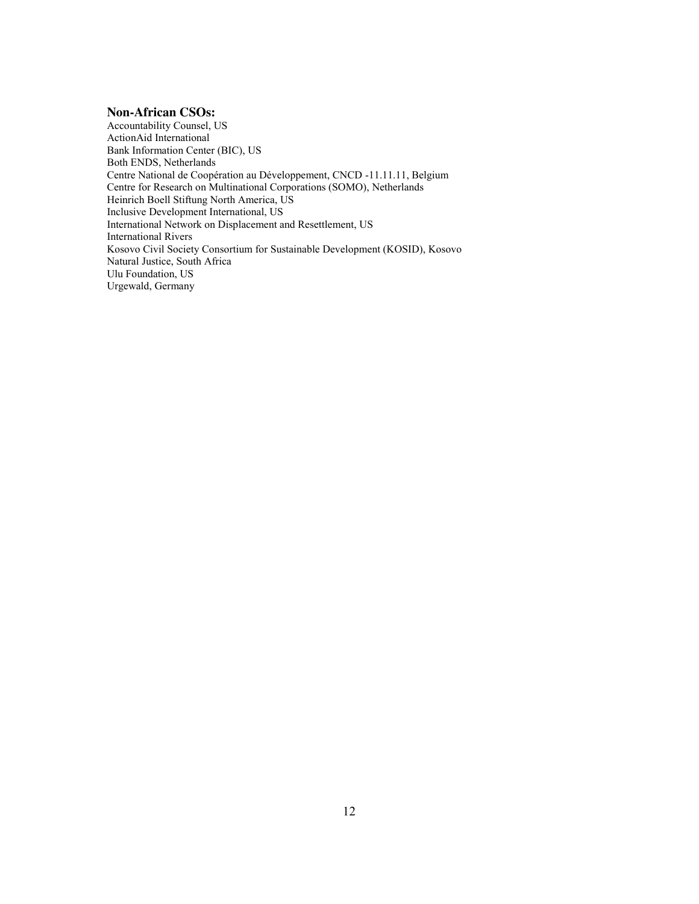**Non-African CSOs:**

Accountability Counsel, US
ActionAid International
Bank Information Center (BIC), US
Both ENDS, Netherlands
Centre National de Coopération au Développement, CNCD -11.11.11, Belgium
Centre for Research on Multinational Corporations (SOMO), Netherlands
Heinrich Boell Stiftung North America, US
Inclusive Development International, US
International Network on Displacement and Resettlement, US
International Rivers
Kosovo Civil Society Consortium for Sustainable Development (KOSID), Kosovo
Natural Justice, South Africa
Ulu Foundation, US
Urgewald, Germany